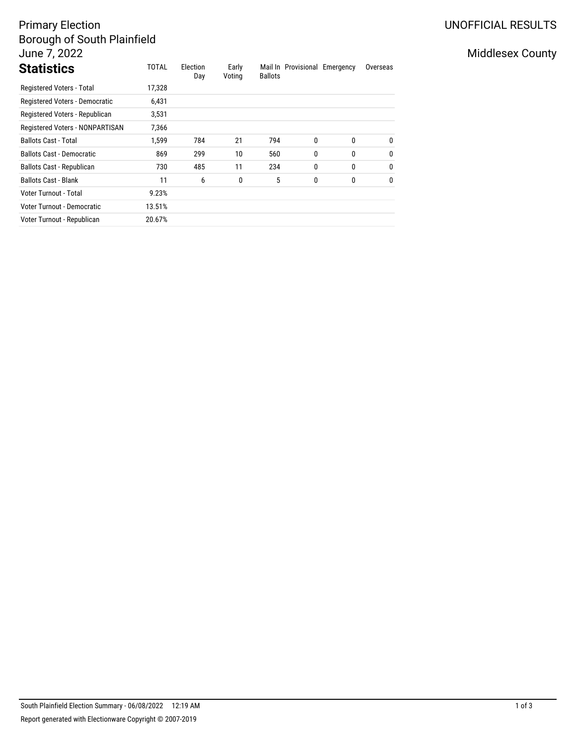Primary Election
Borough of South Plainfield
June 7, 2022

UNOFFICIAL RESULTS

Middlesex County

## Statistics

| | TOTAL | Election Day | Early Voting | Mail In Ballots | Provisional | Emergency | Overseas |
|---|---|---|---|---|---|---|---|
| Registered Voters - Total | 17,328 | | | | | | |
| Registered Voters - Democratic | 6,431 | | | | | | |
| Registered Voters - Republican | 3,531 | | | | | | |
| Registered Voters - NONPARTISAN | 7,366 | | | | | | |
| Ballots Cast - Total | 1,599 | 784 | 21 | 794 | 0 | 0 | 0 |
| Ballots Cast - Democratic | 869 | 299 | 10 | 560 | 0 | 0 | 0 |
| Ballots Cast - Republican | 730 | 485 | 11 | 234 | 0 | 0 | 0 |
| Ballots Cast - Blank | 11 | 6 | 0 | 5 | 0 | 0 | 0 |
| Voter Turnout - Total | 9.23% | | | | | | |
| Voter Turnout - Democratic | 13.51% | | | | | | |
| Voter Turnout - Republican | 20.67% | | | | | | |

South Plainfield Election Summary - 06/08/2022 12:19 AM

Report generated with Electionware Copyright © 2007-2019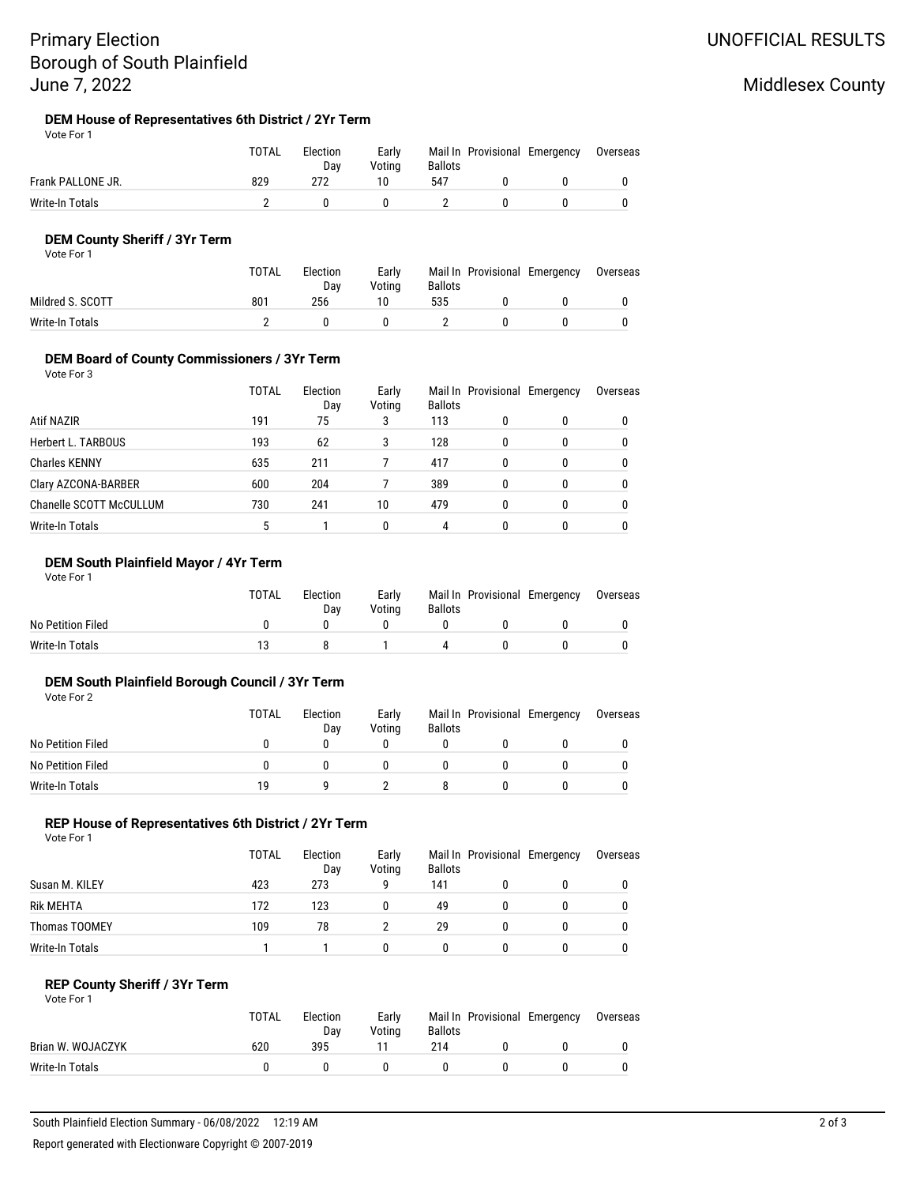Primary Election
Borough of South Plainfield
June 7, 2022

UNOFFICIAL RESULTS

Middlesex County

### DEM House of Representatives 6th District / 2Yr Term

Vote For 1

| | TOTAL | Election Day | Early Voting | Mail In Ballots | Provisional | Emergency | Overseas |
|---|---|---|---|---|---|---|---|
| Frank PALLONE JR. | 829 | 272 | 10 | 547 | 0 | 0 | 0 |
| Write-In Totals | 2 | 0 | 0 | 2 | 0 | 0 | 0 |

### DEM County Sheriff / 3Yr Term

Vote For 1

| | TOTAL | Election Day | Early Voting | Mail In Ballots | Provisional | Emergency | Overseas |
|---|---|---|---|---|---|---|---|
| Mildred S. SCOTT | 801 | 256 | 10 | 535 | 0 | 0 | 0 |
| Write-In Totals | 2 | 0 | 0 | 2 | 0 | 0 | 0 |

### DEM Board of County Commissioners / 3Yr Term

Vote For 3

| | TOTAL | Election Day | Early Voting | Mail In Ballots | Provisional | Emergency | Overseas |
|---|---|---|---|---|---|---|---|
| Atif NAZIR | 191 | 75 | 3 | 113 | 0 | 0 | 0 |
| Herbert L. TARBOUS | 193 | 62 | 3 | 128 | 0 | 0 | 0 |
| Charles KENNY | 635 | 211 | 7 | 417 | 0 | 0 | 0 |
| Clary AZCONA-BARBER | 600 | 204 | 7 | 389 | 0 | 0 | 0 |
| Chanelle SCOTT McCULLUM | 730 | 241 | 10 | 479 | 0 | 0 | 0 |
| Write-In Totals | 5 | 1 | 0 | 4 | 0 | 0 | 0 |

### DEM South Plainfield Mayor / 4Yr Term

Vote For 1

| | TOTAL | Election Day | Early Voting | Mail In Ballots | Provisional | Emergency | Overseas |
|---|---|---|---|---|---|---|---|
| No Petition Filed | 0 | 0 | 0 | 0 | 0 | 0 | 0 |
| Write-In Totals | 13 | 8 | 1 | 4 | 0 | 0 | 0 |

### DEM South Plainfield Borough Council / 3Yr Term

Vote For 2

| | TOTAL | Election Day | Early Voting | Mail In Ballots | Provisional | Emergency | Overseas |
|---|---|---|---|---|---|---|---|
| No Petition Filed | 0 | 0 | 0 | 0 | 0 | 0 | 0 |
| No Petition Filed | 0 | 0 | 0 | 0 | 0 | 0 | 0 |
| Write-In Totals | 19 | 9 | 2 | 8 | 0 | 0 | 0 |

### REP House of Representatives 6th District / 2Yr Term

Vote For 1

| | TOTAL | Election Day | Early Voting | Mail In Ballots | Provisional | Emergency | Overseas |
|---|---|---|---|---|---|---|---|
| Susan M. KILEY | 423 | 273 | 9 | 141 | 0 | 0 | 0 |
| Rik MEHTA | 172 | 123 | 0 | 49 | 0 | 0 | 0 |
| Thomas TOOMEY | 109 | 78 | 2 | 29 | 0 | 0 | 0 |
| Write-In Totals | 1 | 1 | 0 | 0 | 0 | 0 | 0 |

### REP County Sheriff / 3Yr Term

Vote For 1

| | TOTAL | Election Day | Early Voting | Mail In Ballots | Provisional | Emergency | Overseas |
|---|---|---|---|---|---|---|---|
| Brian W. WOJACZYK | 620 | 395 | 11 | 214 | 0 | 0 | 0 |
| Write-In Totals | 0 | 0 | 0 | 0 | 0 | 0 | 0 |

South Plainfield Election Summary - 06/08/2022 12:19 AM

Report generated with Electionware Copyright © 2007-2019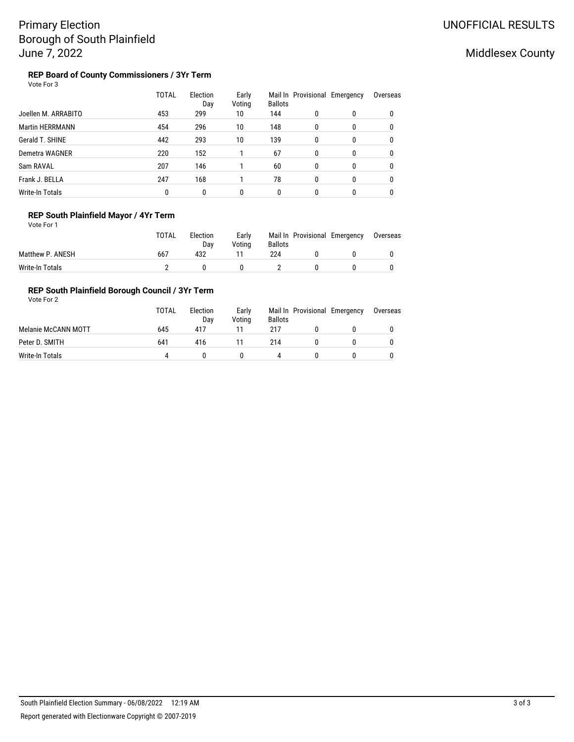Primary Election
Borough of South Plainfield
June 7, 2022

UNOFFICIAL RESULTS

Middlesex County

### REP Board of County Commissioners / 3Yr Term

Vote For 3

| | TOTAL | Election Day | Early Voting | Mail In Ballots | Provisional | Emergency | Overseas |
|---|---|---|---|---|---|---|---|
| Joellen M. ARRABITO | 453 | 299 | 10 | 144 | 0 | 0 | 0 |
| Martin HERRMANN | 454 | 296 | 10 | 148 | 0 | 0 | 0 |
| Gerald T. SHINE | 442 | 293 | 10 | 139 | 0 | 0 | 0 |
| Demetra WAGNER | 220 | 152 | 1 | 67 | 0 | 0 | 0 |
| Sam RAVAL | 207 | 146 | 1 | 60 | 0 | 0 | 0 |
| Frank J. BELLA | 247 | 168 | 1 | 78 | 0 | 0 | 0 |
| Write-In Totals | 0 | 0 | 0 | 0 | 0 | 0 | 0 |

### REP South Plainfield Mayor / 4Yr Term

Vote For 1

| | TOTAL | Election Day | Early Voting | Mail In Ballots | Provisional | Emergency | Overseas |
|---|---|---|---|---|---|---|---|
| Matthew P. ANESH | 667 | 432 | 11 | 224 | 0 | 0 | 0 |
| Write-In Totals | 2 | 0 | 0 | 2 | 0 | 0 | 0 |

### REP South Plainfield Borough Council / 3Yr Term

Vote For 2

| | TOTAL | Election Day | Early Voting | Mail In Ballots | Provisional | Emergency | Overseas |
|---|---|---|---|---|---|---|---|
| Melanie McCANN MOTT | 645 | 417 | 11 | 217 | 0 | 0 | 0 |
| Peter D. SMITH | 641 | 416 | 11 | 214 | 0 | 0 | 0 |
| Write-In Totals | 4 | 0 | 0 | 4 | 0 | 0 | 0 |

South Plainfield Election Summary - 06/08/2022 12:19 AM

Report generated with Electionware Copyright © 2007-2019